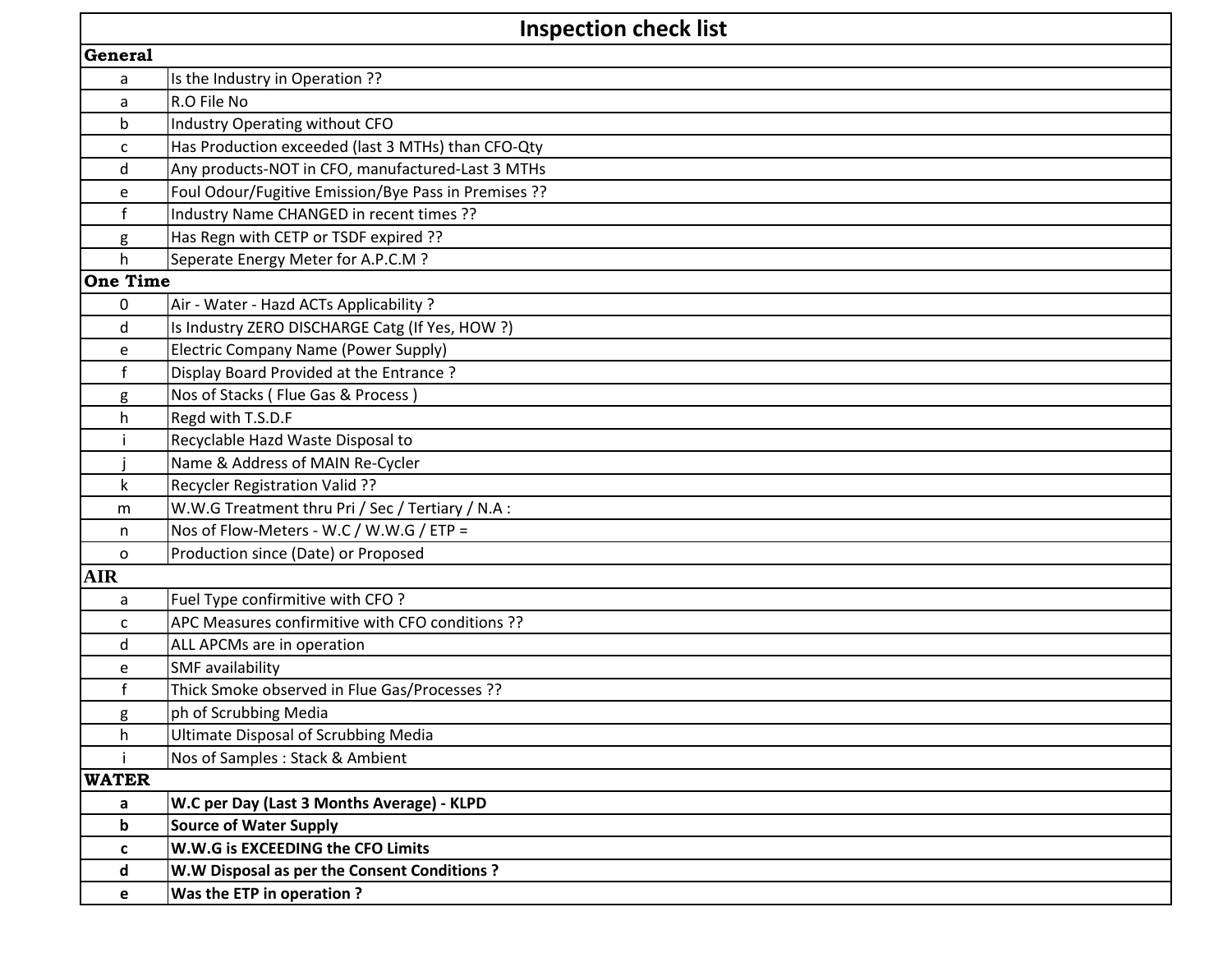# Inspection check list

| | |
|---|---|
| **General** | |
| a | Is the Industry in Operation ?? |
| a | R.O File No |
| b | Industry Operating without CFO |
| c | Has Production exceeded (last 3 MTHs) than CFO-Qty |
| d | Any products-NOT in CFO, manufactured-Last 3 MTHs |
| e | Foul Odour/Fugitive Emission/Bye Pass in Premises ?? |
| f | Industry Name CHANGED in recent times ?? |
| g | Has Regn with CETP or TSDF expired ?? |
| h | Seperate Energy Meter for A.P.C.M ? |
| **One Time** | |
| 0 | Air - Water - Hazd ACTs Applicability ? |
| d | Is Industry ZERO DISCHARGE Catg (If Yes, HOW ?) |
| e | Electric Company Name (Power Supply) |
| f | Display Board Provided at the Entrance ? |
| g | Nos of Stacks ( Flue Gas & Process ) |
| h | Regd with T.S.D.F |
| i | Recyclable Hazd Waste Disposal to |
| j | Name & Address of MAIN Re-Cycler |
| k | Recycler Registration Valid ?? |
| m | W.W.G Treatment thru Pri / Sec / Tertiary / N.A : |
| n | Nos of Flow-Meters - W.C / W.W.G / ETP = |
| o | Production since (Date) or Proposed |
| **AIR** | |
| a | Fuel Type confirmitive with CFO ? |
| c | APC Measures confirmitive with CFO conditions ?? |
| d | ALL APCMs are in operation |
| e | SMF availability |
| f | Thick Smoke observed in Flue Gas/Processes ?? |
| g | ph of Scrubbing Media |
| h | Ultimate Disposal of Scrubbing Media |
| i | Nos of Samples : Stack & Ambient |
| **WATER** | |
| **a** | **W.C per Day (Last 3 Months Average) - KLPD** |
| **b** | **Source of Water Supply** |
| **c** | **W.W.G is EXCEEDING the CFO Limits** |
| **d** | **W.W Disposal as per the Consent Conditions ?** |
| **e** | **Was the ETP in operation ?** |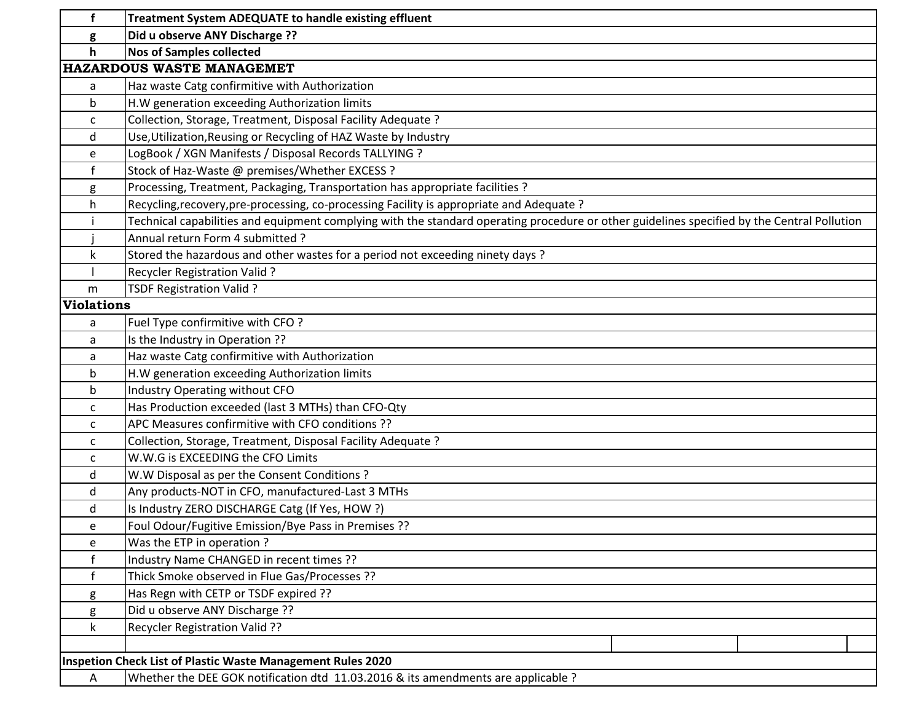| | |
|---|---|
| f | **Treatment System ADEQUATE to handle existing effluent** |
| g | **Did u observe ANY Discharge ??** |
| h | **Nos of Samples collected** |
| **HAZARDOUS WASTE MANAGEMET** | |
| a | Haz waste Catg confirmitive with Authorization |
| b | H.W generation exceeding Authorization limits |
| c | Collection, Storage, Treatment, Disposal Facility Adequate ? |
| d | Use,Utilization,Reusing or Recycling of HAZ Waste by Industry |
| e | LogBook / XGN Manifests / Disposal Records TALLYING ? |
| f | Stock of Haz-Waste @ premises/Whether EXCESS ? |
| g | Processing, Treatment, Packaging, Transportation has appropriate facilities ? |
| h | Recycling,recovery,pre-processing, co-processing Facility is appropriate and Adequate ? |
| i | Technical capabilities and equipment complying with the standard operating procedure or other guidelines specified by the Central Pollution |
| j | Annual return Form 4 submitted ? |
| k | Stored the hazardous and other wastes for a period not exceeding ninety days ? |
| l | Recycler Registration Valid ? |
| m | TSDF Registration Valid ? |
| **Violations** | |
| a | Fuel Type confirmitive with CFO ? |
| a | Is the Industry in Operation ?? |
| a | Haz waste Catg confirmitive with Authorization |
| b | H.W generation exceeding Authorization limits |
| b | Industry Operating without CFO |
| c | Has Production exceeded (last 3 MTHs) than CFO-Qty |
| c | APC Measures confirmitive with CFO conditions ?? |
| c | Collection, Storage, Treatment, Disposal Facility Adequate ? |
| c | W.W.G is EXCEEDING the CFO Limits |
| d | W.W Disposal as per the Consent Conditions ? |
| d | Any products-NOT in CFO, manufactured-Last 3 MTHs |
| d | Is Industry ZERO DISCHARGE Catg (If Yes, HOW ?) |
| e | Foul Odour/Fugitive Emission/Bye Pass in Premises ?? |
| e | Was the ETP in operation ? |
| f | Industry Name CHANGED in recent times ?? |
| f | Thick Smoke observed in Flue Gas/Processes ?? |
| g | Has Regn with CETP or TSDF expired ?? |
| g | Did u observe ANY Discharge ?? |
| k | Recycler Registration Valid ?? |
| | |
| **Inspetion Check List of Plastic Waste Management Rules 2020** | |
| A | Whether the DEE GOK notification dtd 11.03.2016 & its amendments are applicable ? |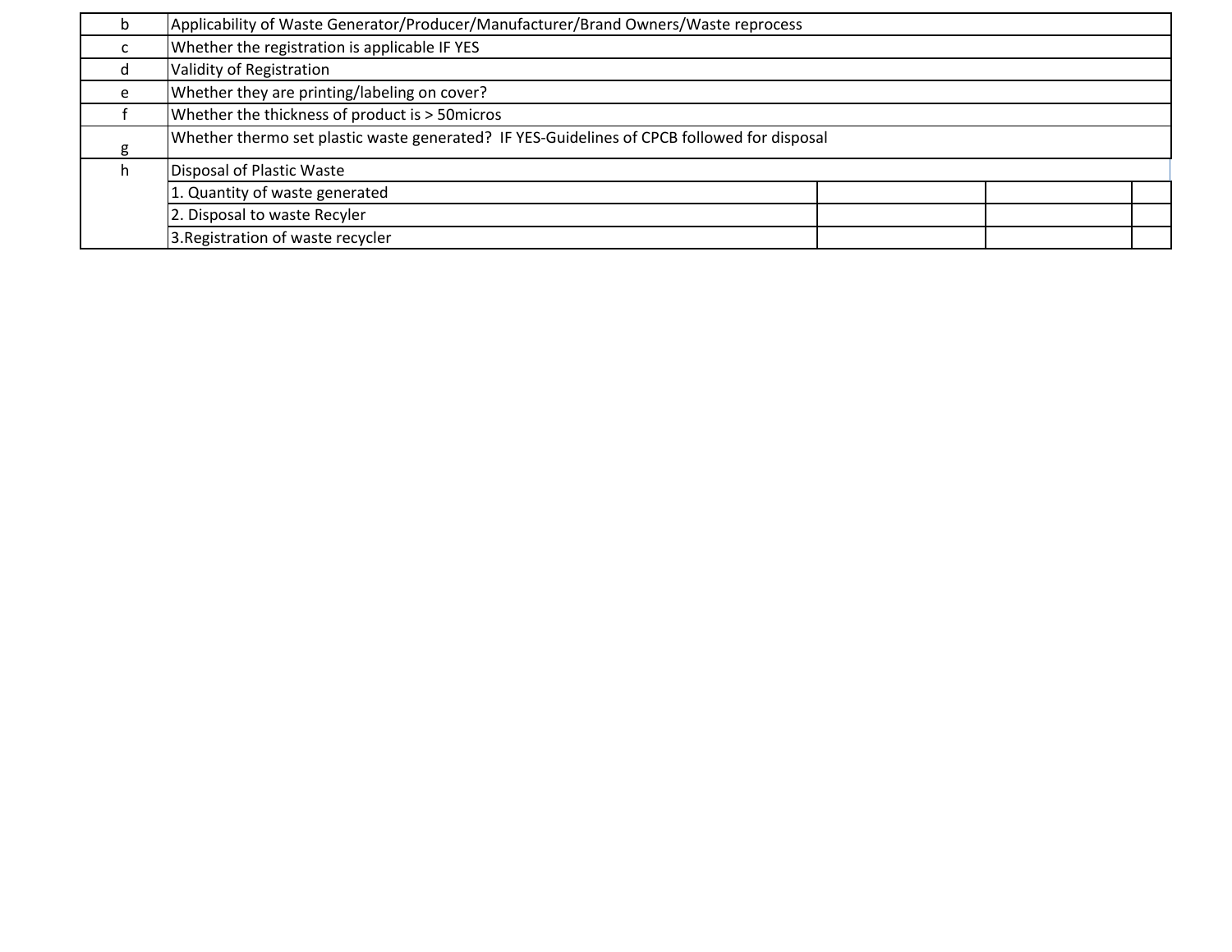| | | | | |
|---|---|---|---|---|
| b | Applicability of Waste Generator/Producer/Manufacturer/Brand Owners/Waste reprocess | | | |
| c | Whether the registration is applicable IF YES | | | |
| d | Validity of Registration | | | |
| e | Whether they are printing/labeling on cover? | | | |
| f | Whether the thickness of product is > 50micros | | | |
| g | Whether thermo set plastic waste generated? IF YES-Guidelines of CPCB followed for disposal | | | |
| h | Disposal of Plastic Waste | | | |
| | 1. Quantity of waste generated | | | |
| | 2. Disposal to waste Recyler | | | |
| | 3.Registration of waste recycler | | | |